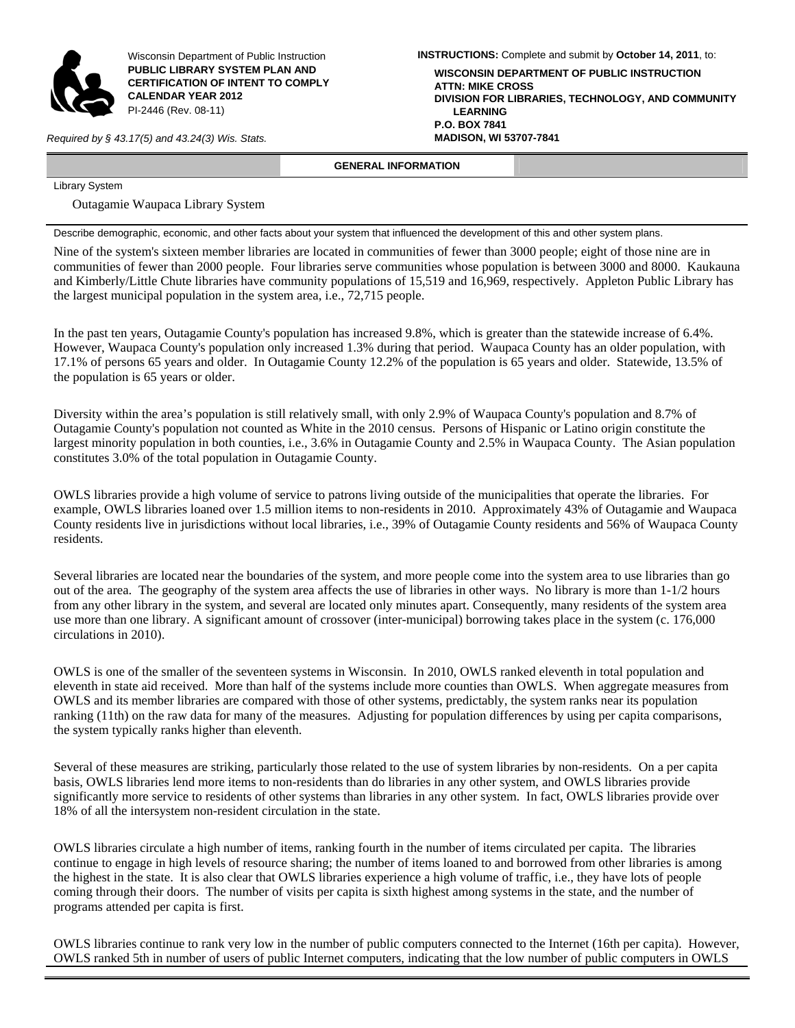Wisconsin Department of Public Instruction
**PUBLIC LIBRARY SYSTEM PLAN AND CERTIFICATION OF INTENT TO COMPLY CALENDAR YEAR 2012**
PI-2446 (Rev. 08-11)

*Required by § 43.17(5) and 43.24(3) Wis. Stats.*

**INSTRUCTIONS:** Complete and submit by **October 14, 2011**, to:

**WISCONSIN DEPARTMENT OF PUBLIC INSTRUCTION**
**ATTN: MIKE CROSS**
**DIVISION FOR LIBRARIES, TECHNOLOGY, AND COMMUNITY LEARNING**
**P.O. BOX 7841**
**MADISON, WI 53707-7841**

## GENERAL INFORMATION

Library System

Outagamie Waupaca Library System

Describe demographic, economic, and other facts about your system that influenced the development of this and other system plans.

Nine of the system's sixteen member libraries are located in communities of fewer than 3000 people; eight of those nine are in communities of fewer than 2000 people. Four libraries serve communities whose population is between 3000 and 8000. Kaukauna and Kimberly/Little Chute libraries have community populations of 15,519 and 16,969, respectively. Appleton Public Library has the largest municipal population in the system area, i.e., 72,715 people.

In the past ten years, Outagamie County's population has increased 9.8%, which is greater than the statewide increase of 6.4%. However, Waupaca County's population only increased 1.3% during that period. Waupaca County has an older population, with 17.1% of persons 65 years and older. In Outagamie County 12.2% of the population is 65 years and older. Statewide, 13.5% of the population is 65 years or older.

Diversity within the area's population is still relatively small, with only 2.9% of Waupaca County's population and 8.7% of Outagamie County's population not counted as White in the 2010 census. Persons of Hispanic or Latino origin constitute the largest minority population in both counties, i.e., 3.6% in Outagamie County and 2.5% in Waupaca County. The Asian population constitutes 3.0% of the total population in Outagamie County.

OWLS libraries provide a high volume of service to patrons living outside of the municipalities that operate the libraries. For example, OWLS libraries loaned over 1.5 million items to non-residents in 2010. Approximately 43% of Outagamie and Waupaca County residents live in jurisdictions without local libraries, i.e., 39% of Outagamie County residents and 56% of Waupaca County residents.

Several libraries are located near the boundaries of the system, and more people come into the system area to use libraries than go out of the area. The geography of the system area affects the use of libraries in other ways. No library is more than 1-1/2 hours from any other library in the system, and several are located only minutes apart. Consequently, many residents of the system area use more than one library. A significant amount of crossover (inter-municipal) borrowing takes place in the system (c. 176,000 circulations in 2010).

OWLS is one of the smaller of the seventeen systems in Wisconsin. In 2010, OWLS ranked eleventh in total population and eleventh in state aid received. More than half of the systems include more counties than OWLS. When aggregate measures from OWLS and its member libraries are compared with those of other systems, predictably, the system ranks near its population ranking (11th) on the raw data for many of the measures. Adjusting for population differences by using per capita comparisons, the system typically ranks higher than eleventh.

Several of these measures are striking, particularly those related to the use of system libraries by non-residents. On a per capita basis, OWLS libraries lend more items to non-residents than do libraries in any other system, and OWLS libraries provide significantly more service to residents of other systems than libraries in any other system. In fact, OWLS libraries provide over 18% of all the intersystem non-resident circulation in the state.

OWLS libraries circulate a high number of items, ranking fourth in the number of items circulated per capita. The libraries continue to engage in high levels of resource sharing; the number of items loaned to and borrowed from other libraries is among the highest in the state. It is also clear that OWLS libraries experience a high volume of traffic, i.e., they have lots of people coming through their doors. The number of visits per capita is sixth highest among systems in the state, and the number of programs attended per capita is first.

OWLS libraries continue to rank very low in the number of public computers connected to the Internet (16th per capita). However, OWLS ranked 5th in number of users of public Internet computers, indicating that the low number of public computers in OWLS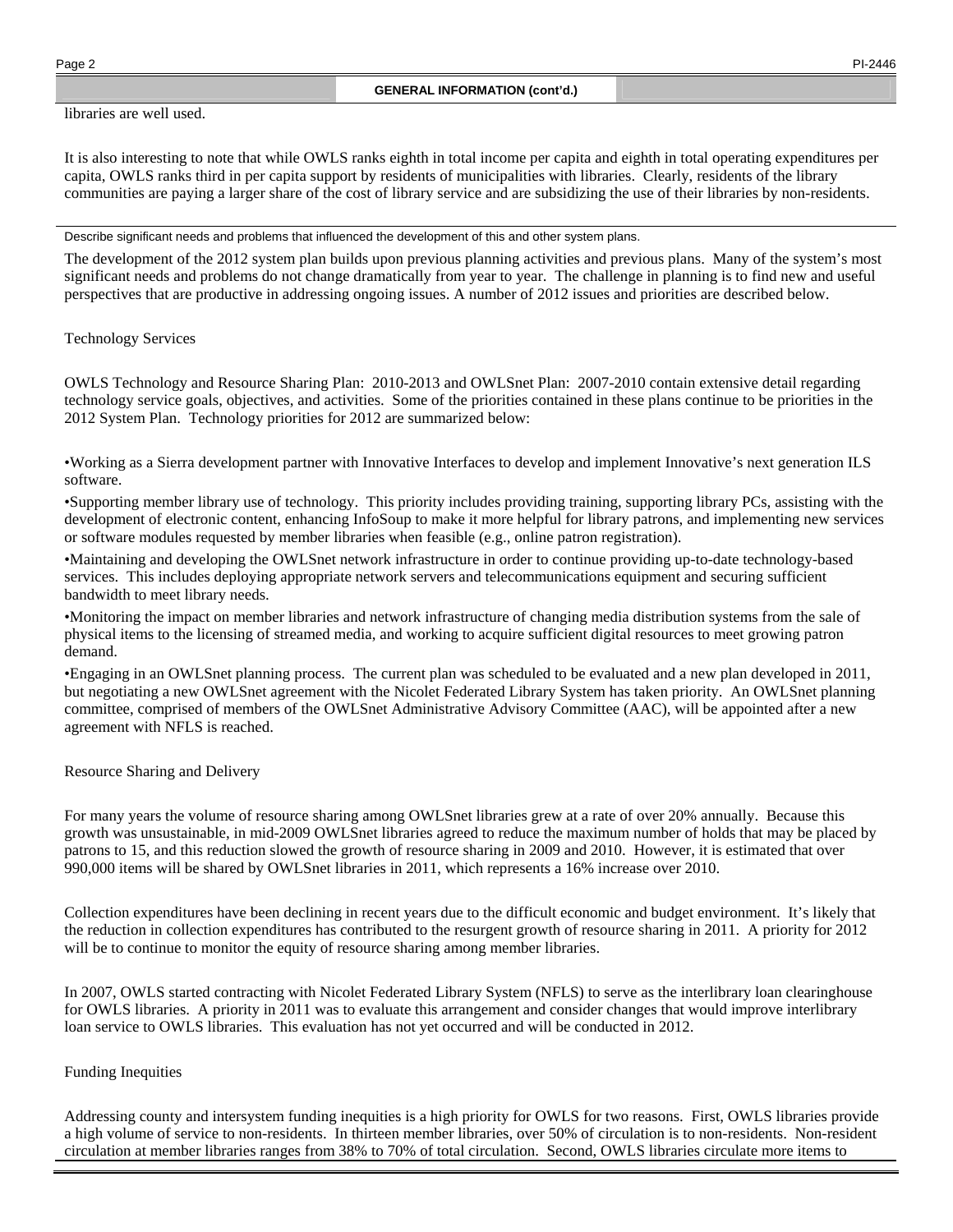## GENERAL INFORMATION (cont'd.)

libraries are well used.

It is also interesting to note that while OWLS ranks eighth in total income per capita and eighth in total operating expenditures per capita, OWLS ranks third in per capita support by residents of municipalities with libraries. Clearly, residents of the library communities are paying a larger share of the cost of library service and are subsidizing the use of their libraries by non-residents.

Describe significant needs and problems that influenced the development of this and other system plans.

The development of the 2012 system plan builds upon previous planning activities and previous plans. Many of the system's most significant needs and problems do not change dramatically from year to year. The challenge in planning is to find new and useful perspectives that are productive in addressing ongoing issues. A number of 2012 issues and priorities are described below.

Technology Services

OWLS Technology and Resource Sharing Plan: 2010-2013 and OWLSnet Plan: 2007-2010 contain extensive detail regarding technology service goals, objectives, and activities. Some of the priorities contained in these plans continue to be priorities in the 2012 System Plan. Technology priorities for 2012 are summarized below:

•Working as a Sierra development partner with Innovative Interfaces to develop and implement Innovative's next generation ILS software.

•Supporting member library use of technology. This priority includes providing training, supporting library PCs, assisting with the development of electronic content, enhancing InfoSoup to make it more helpful for library patrons, and implementing new services or software modules requested by member libraries when feasible (e.g., online patron registration).

•Maintaining and developing the OWLSnet network infrastructure in order to continue providing up-to-date technology-based services. This includes deploying appropriate network servers and telecommunications equipment and securing sufficient bandwidth to meet library needs.

•Monitoring the impact on member libraries and network infrastructure of changing media distribution systems from the sale of physical items to the licensing of streamed media, and working to acquire sufficient digital resources to meet growing patron demand.

•Engaging in an OWLSnet planning process. The current plan was scheduled to be evaluated and a new plan developed in 2011, but negotiating a new OWLSnet agreement with the Nicolet Federated Library System has taken priority. An OWLSnet planning committee, comprised of members of the OWLSnet Administrative Advisory Committee (AAC), will be appointed after a new agreement with NFLS is reached.

Resource Sharing and Delivery

For many years the volume of resource sharing among OWLSnet libraries grew at a rate of over 20% annually. Because this growth was unsustainable, in mid-2009 OWLSnet libraries agreed to reduce the maximum number of holds that may be placed by patrons to 15, and this reduction slowed the growth of resource sharing in 2009 and 2010. However, it is estimated that over 990,000 items will be shared by OWLSnet libraries in 2011, which represents a 16% increase over 2010.

Collection expenditures have been declining in recent years due to the difficult economic and budget environment. It's likely that the reduction in collection expenditures has contributed to the resurgent growth of resource sharing in 2011. A priority for 2012 will be to continue to monitor the equity of resource sharing among member libraries.

In 2007, OWLS started contracting with Nicolet Federated Library System (NFLS) to serve as the interlibrary loan clearinghouse for OWLS libraries. A priority in 2011 was to evaluate this arrangement and consider changes that would improve interlibrary loan service to OWLS libraries. This evaluation has not yet occurred and will be conducted in 2012.

Funding Inequities

Addressing county and intersystem funding inequities is a high priority for OWLS for two reasons. First, OWLS libraries provide a high volume of service to non-residents. In thirteen member libraries, over 50% of circulation is to non-residents. Non-resident circulation at member libraries ranges from 38% to 70% of total circulation. Second, OWLS libraries circulate more items to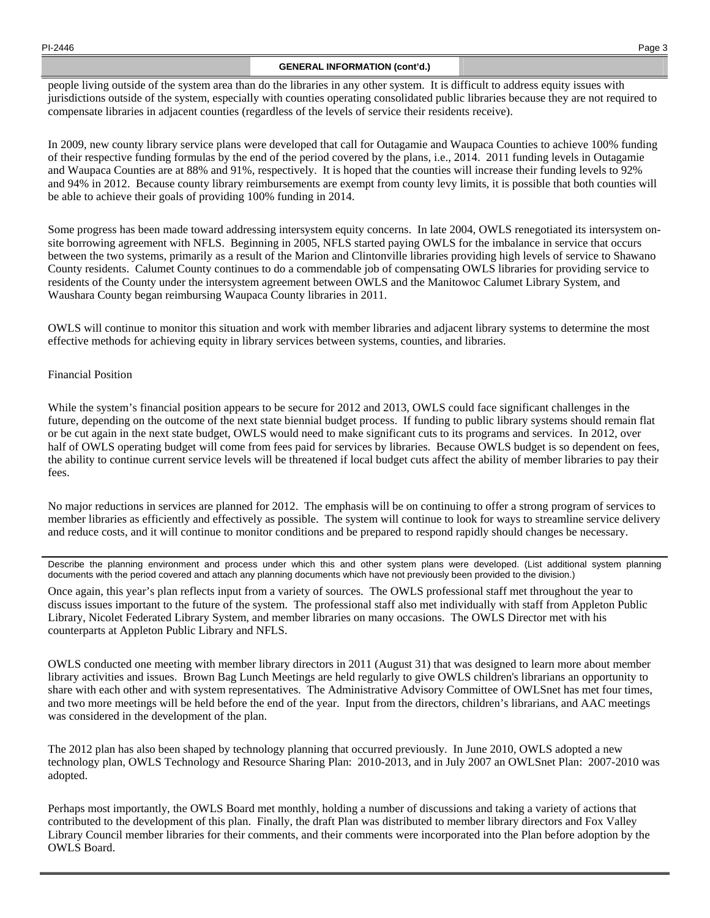## GENERAL INFORMATION (cont'd.)

people living outside of the system area than do the libraries in any other system. It is difficult to address equity issues with jurisdictions outside of the system, especially with counties operating consolidated public libraries because they are not required to compensate libraries in adjacent counties (regardless of the levels of service their residents receive).

In 2009, new county library service plans were developed that call for Outagamie and Waupaca Counties to achieve 100% funding of their respective funding formulas by the end of the period covered by the plans, i.e., 2014. 2011 funding levels in Outagamie and Waupaca Counties are at 88% and 91%, respectively. It is hoped that the counties will increase their funding levels to 92% and 94% in 2012. Because county library reimbursements are exempt from county levy limits, it is possible that both counties will be able to achieve their goals of providing 100% funding in 2014.

Some progress has been made toward addressing intersystem equity concerns. In late 2004, OWLS renegotiated its intersystem on-site borrowing agreement with NFLS. Beginning in 2005, NFLS started paying OWLS for the imbalance in service that occurs between the two systems, primarily as a result of the Marion and Clintonville libraries providing high levels of service to Shawano County residents. Calumet County continues to do a commendable job of compensating OWLS libraries for providing service to residents of the County under the intersystem agreement between OWLS and the Manitowoc Calumet Library System, and Waushara County began reimbursing Waupaca County libraries in 2011.

OWLS will continue to monitor this situation and work with member libraries and adjacent library systems to determine the most effective methods for achieving equity in library services between systems, counties, and libraries.

Financial Position

While the system's financial position appears to be secure for 2012 and 2013, OWLS could face significant challenges in the future, depending on the outcome of the next state biennial budget process. If funding to public library systems should remain flat or be cut again in the next state budget, OWLS would need to make significant cuts to its programs and services. In 2012, over half of OWLS operating budget will come from fees paid for services by libraries. Because OWLS budget is so dependent on fees, the ability to continue current service levels will be threatened if local budget cuts affect the ability of member libraries to pay their fees.

No major reductions in services are planned for 2012. The emphasis will be on continuing to offer a strong program of services to member libraries as efficiently and effectively as possible. The system will continue to look for ways to streamline service delivery and reduce costs, and it will continue to monitor conditions and be prepared to respond rapidly should changes be necessary.

---

Describe the planning environment and process under which this and other system plans were developed. (List additional system planning documents with the period covered and attach any planning documents which have not previously been provided to the division.)

Once again, this year's plan reflects input from a variety of sources. The OWLS professional staff met throughout the year to discuss issues important to the future of the system. The professional staff also met individually with staff from Appleton Public Library, Nicolet Federated Library System, and member libraries on many occasions. The OWLS Director met with his counterparts at Appleton Public Library and NFLS.

OWLS conducted one meeting with member library directors in 2011 (August 31) that was designed to learn more about member library activities and issues. Brown Bag Lunch Meetings are held regularly to give OWLS children's librarians an opportunity to share with each other and with system representatives. The Administrative Advisory Committee of OWLSnet has met four times, and two more meetings will be held before the end of the year. Input from the directors, children's librarians, and AAC meetings was considered in the development of the plan.

The 2012 plan has also been shaped by technology planning that occurred previously. In June 2010, OWLS adopted a new technology plan, OWLS Technology and Resource Sharing Plan: 2010-2013, and in July 2007 an OWLSnet Plan: 2007-2010 was adopted.

Perhaps most importantly, the OWLS Board met monthly, holding a number of discussions and taking a variety of actions that contributed to the development of this plan. Finally, the draft Plan was distributed to member library directors and Fox Valley Library Council member libraries for their comments, and their comments were incorporated into the Plan before adoption by the OWLS Board.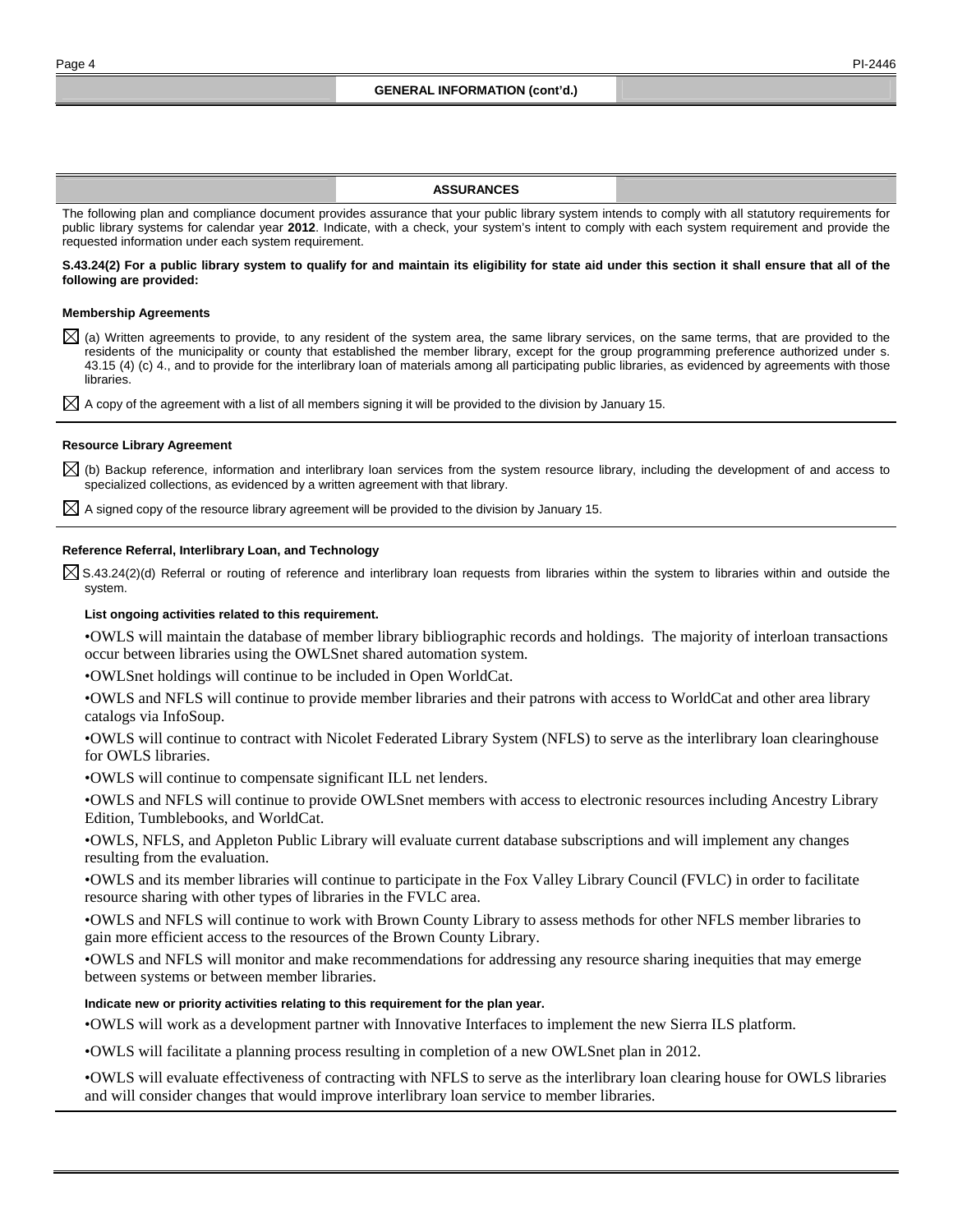## GENERAL INFORMATION (cont'd.)

## ASSURANCES

The following plan and compliance document provides assurance that your public library system intends to comply with all statutory requirements for public library systems for calendar year **2012**. Indicate, with a check, your system's intent to comply with each system requirement and provide the requested information under each system requirement.

**S.43.24(2) For a public library system to qualify for and maintain its eligibility for state aid under this section it shall ensure that all of the following are provided:**

### Membership Agreements

☒ (a) Written agreements to provide, to any resident of the system area, the same library services, on the same terms, that are provided to the residents of the municipality or county that established the member library, except for the group programming preference authorized under s. 43.15 (4) (c) 4., and to provide for the interlibrary loan of materials among all participating public libraries, as evidenced by agreements with those libraries.

☒ A copy of the agreement with a list of all members signing it will be provided to the division by January 15.

### Resource Library Agreement

☒ (b) Backup reference, information and interlibrary loan services from the system resource library, including the development of and access to specialized collections, as evidenced by a written agreement with that library.

☒ A signed copy of the resource library agreement will be provided to the division by January 15.

### Reference Referral, Interlibrary Loan, and Technology

☒ S.43.24(2)(d) Referral or routing of reference and interlibrary loan requests from libraries within the system to libraries within and outside the system.

**List ongoing activities related to this requirement.**

•OWLS will maintain the database of member library bibliographic records and holdings. The majority of interloan transactions occur between libraries using the OWLSnet shared automation system.

•OWLSnet holdings will continue to be included in Open WorldCat.

•OWLS and NFLS will continue to provide member libraries and their patrons with access to WorldCat and other area library catalogs via InfoSoup.

•OWLS will continue to contract with Nicolet Federated Library System (NFLS) to serve as the interlibrary loan clearinghouse for OWLS libraries.

•OWLS will continue to compensate significant ILL net lenders.

•OWLS and NFLS will continue to provide OWLSnet members with access to electronic resources including Ancestry Library Edition, Tumblebooks, and WorldCat.

•OWLS, NFLS, and Appleton Public Library will evaluate current database subscriptions and will implement any changes resulting from the evaluation.

•OWLS and its member libraries will continue to participate in the Fox Valley Library Council (FVLC) in order to facilitate resource sharing with other types of libraries in the FVLC area.

•OWLS and NFLS will continue to work with Brown County Library to assess methods for other NFLS member libraries to gain more efficient access to the resources of the Brown County Library.

•OWLS and NFLS will monitor and make recommendations for addressing any resource sharing inequities that may emerge between systems or between member libraries.

**Indicate new or priority activities relating to this requirement for the plan year.**

•OWLS will work as a development partner with Innovative Interfaces to implement the new Sierra ILS platform.

•OWLS will facilitate a planning process resulting in completion of a new OWLSnet plan in 2012.

•OWLS will evaluate effectiveness of contracting with NFLS to serve as the interlibrary loan clearing house for OWLS libraries and will consider changes that would improve interlibrary loan service to member libraries.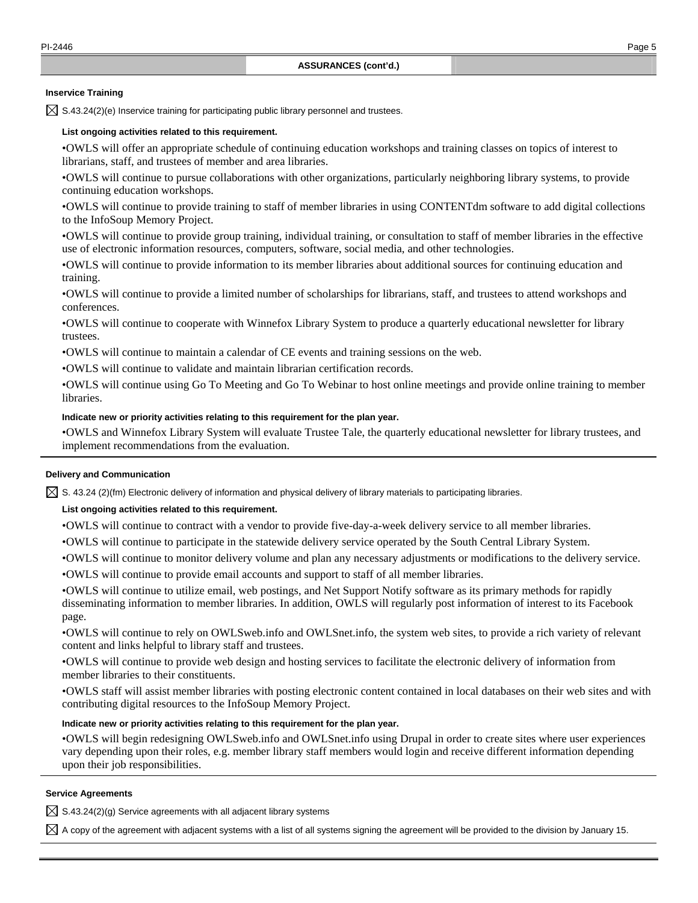## ASSURANCES (cont'd.)

### Inservice Training

☒ S.43.24(2)(e) Inservice training for participating public library personnel and trustees.

**List ongoing activities related to this requirement.**

•OWLS will offer an appropriate schedule of continuing education workshops and training classes on topics of interest to librarians, staff, and trustees of member and area libraries.

•OWLS will continue to pursue collaborations with other organizations, particularly neighboring library systems, to provide continuing education workshops.

•OWLS will continue to provide training to staff of member libraries in using CONTENTdm software to add digital collections to the InfoSoup Memory Project.

•OWLS will continue to provide group training, individual training, or consultation to staff of member libraries in the effective use of electronic information resources, computers, software, social media, and other technologies.

•OWLS will continue to provide information to its member libraries about additional sources for continuing education and training.

•OWLS will continue to provide a limited number of scholarships for librarians, staff, and trustees to attend workshops and conferences.

•OWLS will continue to cooperate with Winnefox Library System to produce a quarterly educational newsletter for library trustees.

•OWLS will continue to maintain a calendar of CE events and training sessions on the web.

•OWLS will continue to validate and maintain librarian certification records.

•OWLS will continue using Go To Meeting and Go To Webinar to host online meetings and provide online training to member libraries.

**Indicate new or priority activities relating to this requirement for the plan year.**

•OWLS and Winnefox Library System will evaluate Trustee Tale, the quarterly educational newsletter for library trustees, and implement recommendations from the evaluation.

### Delivery and Communication

☒ S. 43.24 (2)(fm) Electronic delivery of information and physical delivery of library materials to participating libraries.

**List ongoing activities related to this requirement.**

•OWLS will continue to contract with a vendor to provide five-day-a-week delivery service to all member libraries.

•OWLS will continue to participate in the statewide delivery service operated by the South Central Library System.

•OWLS will continue to monitor delivery volume and plan any necessary adjustments or modifications to the delivery service.

•OWLS will continue to provide email accounts and support to staff of all member libraries.

•OWLS will continue to utilize email, web postings, and Net Support Notify software as its primary methods for rapidly disseminating information to member libraries. In addition, OWLS will regularly post information of interest to its Facebook page.

•OWLS will continue to rely on OWLSweb.info and OWLSnet.info, the system web sites, to provide a rich variety of relevant content and links helpful to library staff and trustees.

•OWLS will continue to provide web design and hosting services to facilitate the electronic delivery of information from member libraries to their constituents.

•OWLS staff will assist member libraries with posting electronic content contained in local databases on their web sites and with contributing digital resources to the InfoSoup Memory Project.

**Indicate new or priority activities relating to this requirement for the plan year.**

•OWLS will begin redesigning OWLSweb.info and OWLSnet.info using Drupal in order to create sites where user experiences vary depending upon their roles, e.g. member library staff members would login and receive different information depending upon their job responsibilities.

### Service Agreements

☒ S.43.24(2)(g) Service agreements with all adjacent library systems

☒ A copy of the agreement with adjacent systems with a list of all systems signing the agreement will be provided to the division by January 15.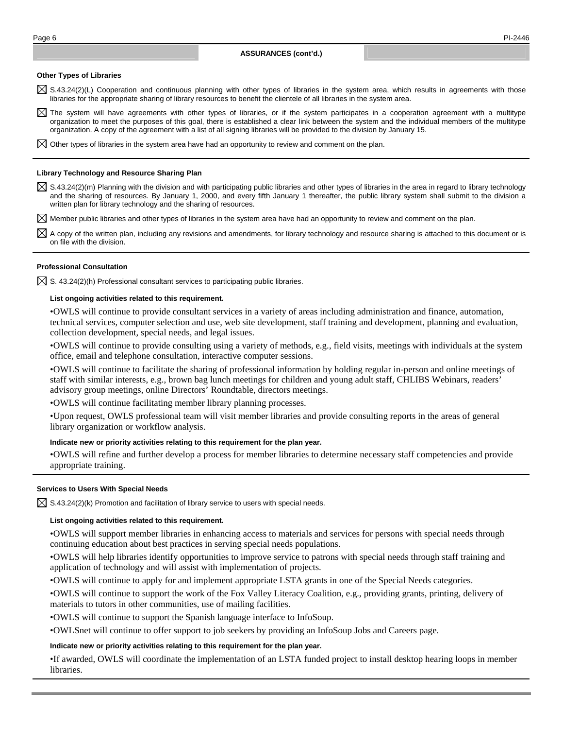## ASSURANCES (cont'd.)

### Other Types of Libraries

☒ S.43.24(2)(L) Cooperation and continuous planning with other types of libraries in the system area, which results in agreements with those libraries for the appropriate sharing of library resources to benefit the clientele of all libraries in the system area.

☒ The system will have agreements with other types of libraries, or if the system participates in a cooperation agreement with a multitype organization to meet the purposes of this goal, there is established a clear link between the system and the individual members of the multitype organization. A copy of the agreement with a list of all signing libraries will be provided to the division by January 15.

☒ Other types of libraries in the system area have had an opportunity to review and comment on the plan.

### Library Technology and Resource Sharing Plan

☒ S.43.24(2)(m) Planning with the division and with participating public libraries and other types of libraries in the area in regard to library technology and the sharing of resources. By January 1, 2000, and every fifth January 1 thereafter, the public library system shall submit to the division a written plan for library technology and the sharing of resources.

☒ Member public libraries and other types of libraries in the system area have had an opportunity to review and comment on the plan.

☒ A copy of the written plan, including any revisions and amendments, for library technology and resource sharing is attached to this document or is on file with the division.

### Professional Consultation

☒ S. 43.24(2)(h) Professional consultant services to participating public libraries.

**List ongoing activities related to this requirement.**

•OWLS will continue to provide consultant services in a variety of areas including administration and finance, automation, technical services, computer selection and use, web site development, staff training and development, planning and evaluation, collection development, special needs, and legal issues.

•OWLS will continue to provide consulting using a variety of methods, e.g., field visits, meetings with individuals at the system office, email and telephone consultation, interactive computer sessions.

•OWLS will continue to facilitate the sharing of professional information by holding regular in-person and online meetings of staff with similar interests, e.g., brown bag lunch meetings for children and young adult staff, CHLIBS Webinars, readers' advisory group meetings, online Directors' Roundtable, directors meetings.

•OWLS will continue facilitating member library planning processes.

•Upon request, OWLS professional team will visit member libraries and provide consulting reports in the areas of general library organization or workflow analysis.

**Indicate new or priority activities relating to this requirement for the plan year.**

•OWLS will refine and further develop a process for member libraries to determine necessary staff competencies and provide appropriate training.

### Services to Users With Special Needs

☒ S.43.24(2)(k) Promotion and facilitation of library service to users with special needs.

**List ongoing activities related to this requirement.**

•OWLS will support member libraries in enhancing access to materials and services for persons with special needs through continuing education about best practices in serving special needs populations.

•OWLS will help libraries identify opportunities to improve service to patrons with special needs through staff training and application of technology and will assist with implementation of projects.

•OWLS will continue to apply for and implement appropriate LSTA grants in one of the Special Needs categories.

•OWLS will continue to support the work of the Fox Valley Literacy Coalition, e.g., providing grants, printing, delivery of materials to tutors in other communities, use of mailing facilities.

•OWLS will continue to support the Spanish language interface to InfoSoup.

•OWLSnet will continue to offer support to job seekers by providing an InfoSoup Jobs and Careers page.

**Indicate new or priority activities relating to this requirement for the plan year.**

•If awarded, OWLS will coordinate the implementation of an LSTA funded project to install desktop hearing loops in member libraries.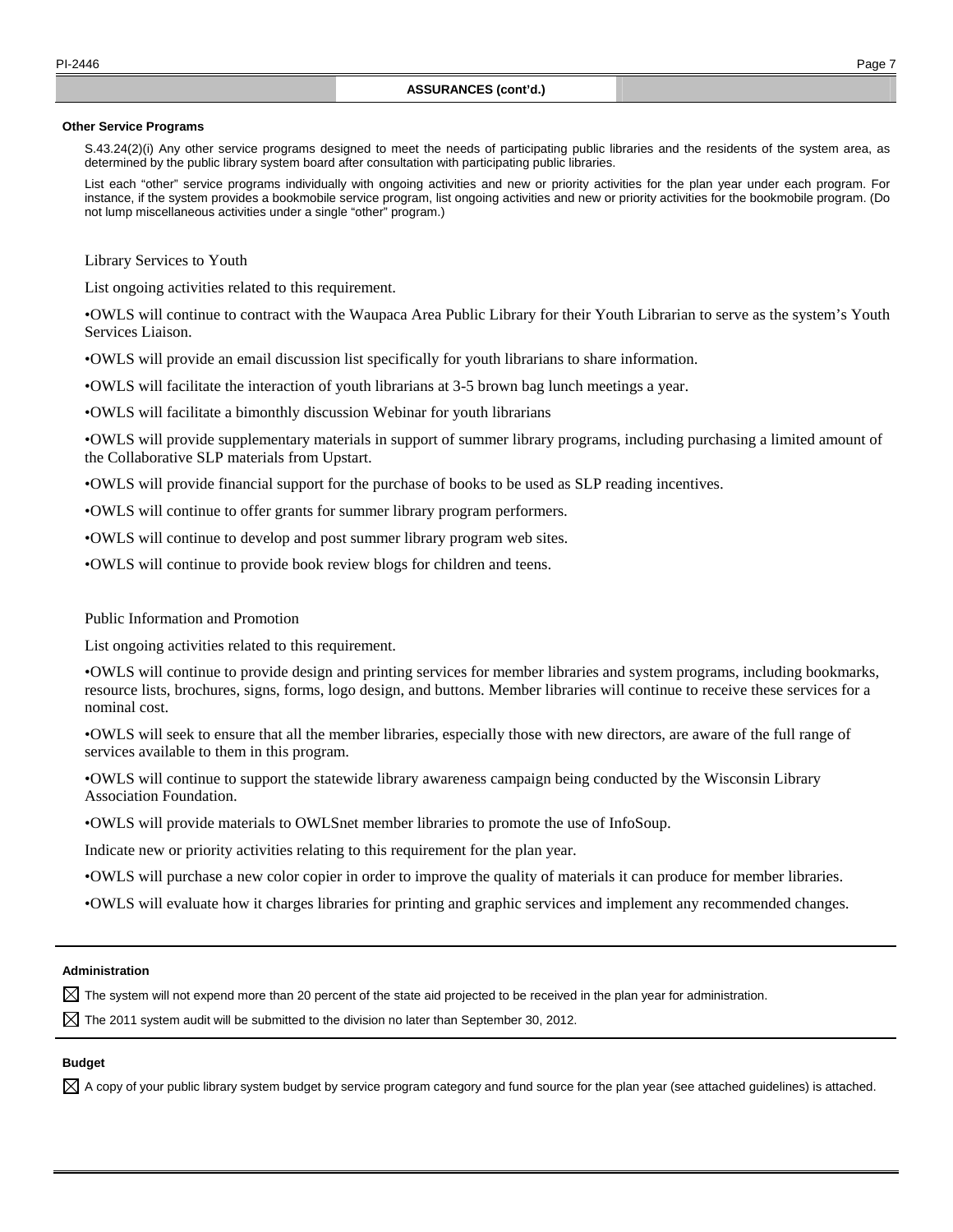## ASSURANCES (cont'd.)

**Other Service Programs**

S.43.24(2)(i) Any other service programs designed to meet the needs of participating public libraries and the residents of the system area, as determined by the public library system board after consultation with participating public libraries.

List each "other" service programs individually with ongoing activities and new or priority activities for the plan year under each program. For instance, if the system provides a bookmobile service program, list ongoing activities and new or priority activities for the bookmobile program. (Do not lump miscellaneous activities under a single "other" program.)

Library Services to Youth

List ongoing activities related to this requirement.

•OWLS will continue to contract with the Waupaca Area Public Library for their Youth Librarian to serve as the system's Youth Services Liaison.

•OWLS will provide an email discussion list specifically for youth librarians to share information.

•OWLS will facilitate the interaction of youth librarians at 3-5 brown bag lunch meetings a year.

•OWLS will facilitate a bimonthly discussion Webinar for youth librarians

•OWLS will provide supplementary materials in support of summer library programs, including purchasing a limited amount of the Collaborative SLP materials from Upstart.

•OWLS will provide financial support for the purchase of books to be used as SLP reading incentives.

•OWLS will continue to offer grants for summer library program performers.

•OWLS will continue to develop and post summer library program web sites.

•OWLS will continue to provide book review blogs for children and teens.

Public Information and Promotion

List ongoing activities related to this requirement.

•OWLS will continue to provide design and printing services for member libraries and system programs, including bookmarks, resource lists, brochures, signs, forms, logo design, and buttons. Member libraries will continue to receive these services for a nominal cost.

•OWLS will seek to ensure that all the member libraries, especially those with new directors, are aware of the full range of services available to them in this program.

•OWLS will continue to support the statewide library awareness campaign being conducted by the Wisconsin Library Association Foundation.

•OWLS will provide materials to OWLSnet member libraries to promote the use of InfoSoup.

Indicate new or priority activities relating to this requirement for the plan year.

•OWLS will purchase a new color copier in order to improve the quality of materials it can produce for member libraries.

•OWLS will evaluate how it charges libraries for printing and graphic services and implement any recommended changes.

**Administration**

☒ The system will not expend more than 20 percent of the state aid projected to be received in the plan year for administration.

☒ The 2011 system audit will be submitted to the division no later than September 30, 2012.

**Budget**

☒ A copy of your public library system budget by service program category and fund source for the plan year (see attached guidelines) is attached.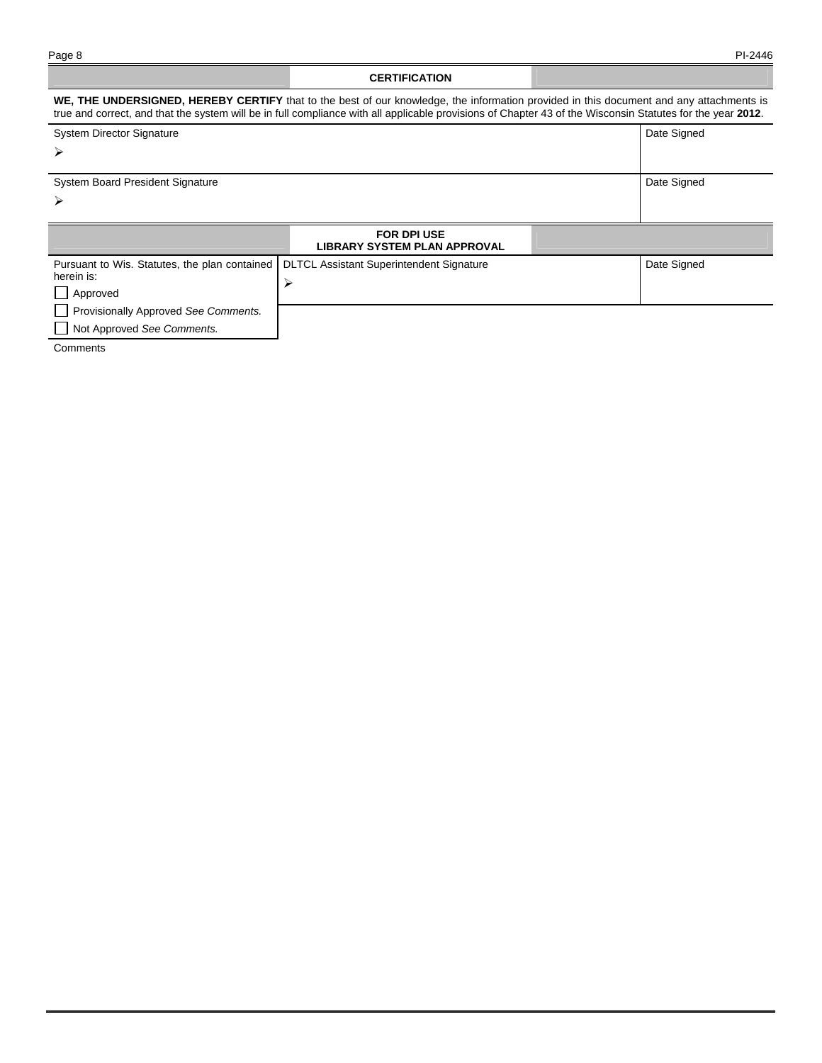## CERTIFICATION

**WE, THE UNDERSIGNED, HEREBY CERTIFY** that to the best of our knowledge, the information provided in this document and any attachments is true and correct, and that the system will be in full compliance with all applicable provisions of Chapter 43 of the Wisconsin Statutes for the year **2012**.

| System Director Signature | Date Signed |
|---|---|
| ➢ | |

| System Board President Signature | Date Signed |
|---|---|
| ➢ | |

## FOR DPI USE
## LIBRARY SYSTEM PLAN APPROVAL

| Pursuant to Wis. Statutes, the plan contained herein is: | DLTCL Assistant Superintendent Signature | Date Signed |
|---|---|---|
| ☐ Approved | ➢ | |
| ☐ Provisionally Approved *See Comments.* | | |
| ☐ Not Approved *See Comments.* | | |

Comments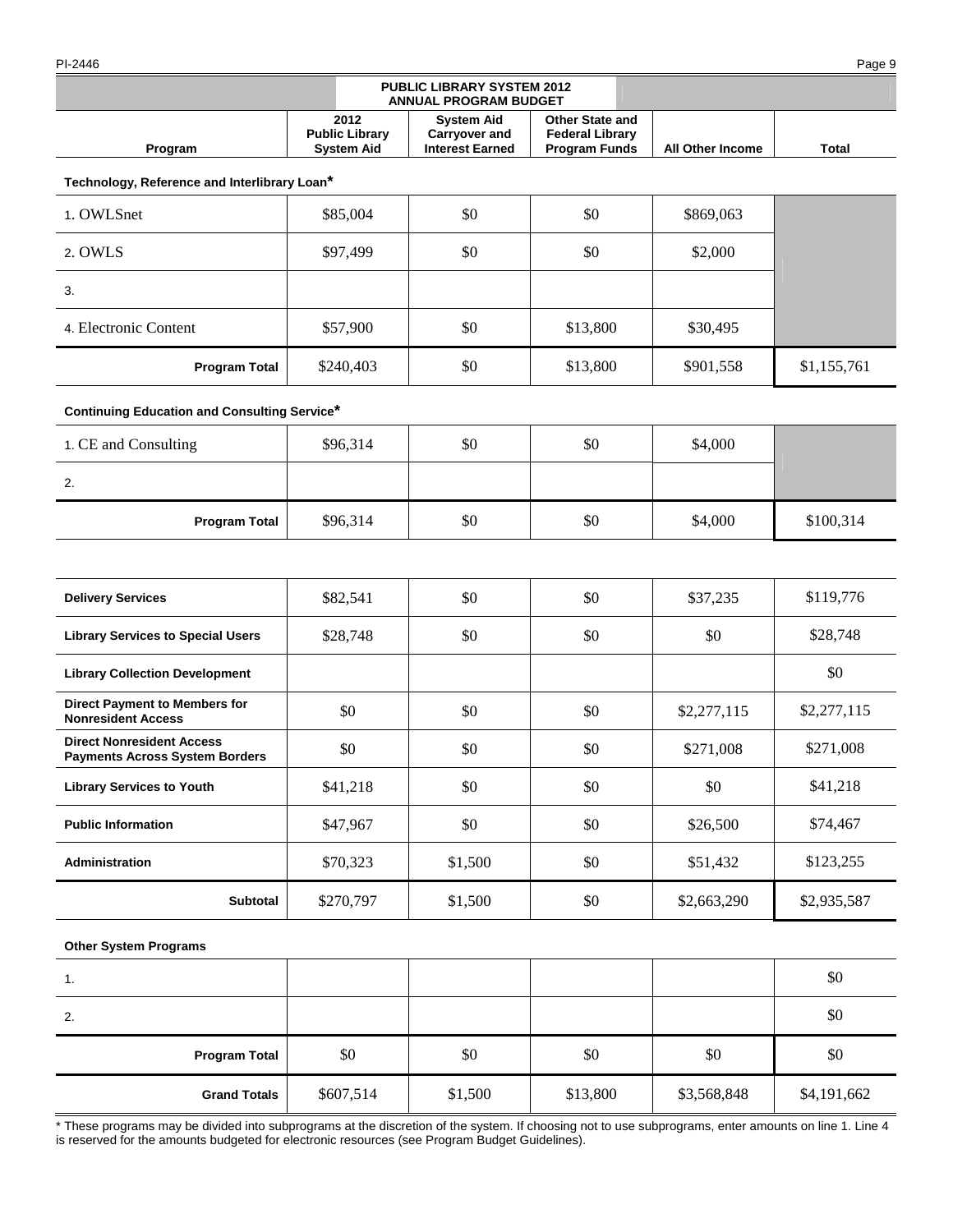## PUBLIC LIBRARY SYSTEM 2012 ANNUAL PROGRAM BUDGET

| Program | 2012 Public Library System Aid | System Aid Carryover and Interest Earned | Other State and Federal Library Program Funds | All Other Income | Total |
|---|---|---|---|---|---|
| **Technology, Reference and Interlibrary Loan*** | | | | | |
| 1. OWLSnet | $85,004 | $0 | $0 | $869,063 | |
| 2. OWLS | $97,499 | $0 | $0 | $2,000 | |
| 3. | | | | | |
| 4. Electronic Content | $57,900 | $0 | $13,800 | $30,495 | |
| **Program Total** | $240,403 | $0 | $13,800 | $901,558 | $1,155,761 |
| **Continuing Education and Consulting Service*** | | | | | |
| 1. CE and Consulting | $96,314 | $0 | $0 | $4,000 | |
| 2. | | | | | |
| **Program Total** | $96,314 | $0 | $0 | $4,000 | $100,314 |
| **Delivery Services** | $82,541 | $0 | $0 | $37,235 | $119,776 |
| **Library Services to Special Users** | $28,748 | $0 | $0 | $0 | $28,748 |
| **Library Collection Development** | | | | | $0 |
| **Direct Payment to Members for Nonresident Access** | $0 | $0 | $0 | $2,277,115 | $2,277,115 |
| **Direct Nonresident Access Payments Across System Borders** | $0 | $0 | $0 | $271,008 | $271,008 |
| **Library Services to Youth** | $41,218 | $0 | $0 | $0 | $41,218 |
| **Public Information** | $47,967 | $0 | $0 | $26,500 | $74,467 |
| **Administration** | $70,323 | $1,500 | $0 | $51,432 | $123,255 |
| **Subtotal** | $270,797 | $1,500 | $0 | $2,663,290 | $2,935,587 |
| **Other System Programs** | | | | | |
| 1. | | | | | $0 |
| 2. | | | | | $0 |
| **Program Total** | $0 | $0 | $0 | $0 | $0 |
| **Grand Totals** | $607,514 | $1,500 | $13,800 | $3,568,848 | $4,191,662 |

* These programs may be divided into subprograms at the discretion of the system. If choosing not to use subprograms, enter amounts on line 1. Line 4 is reserved for the amounts budgeted for electronic resources (see Program Budget Guidelines).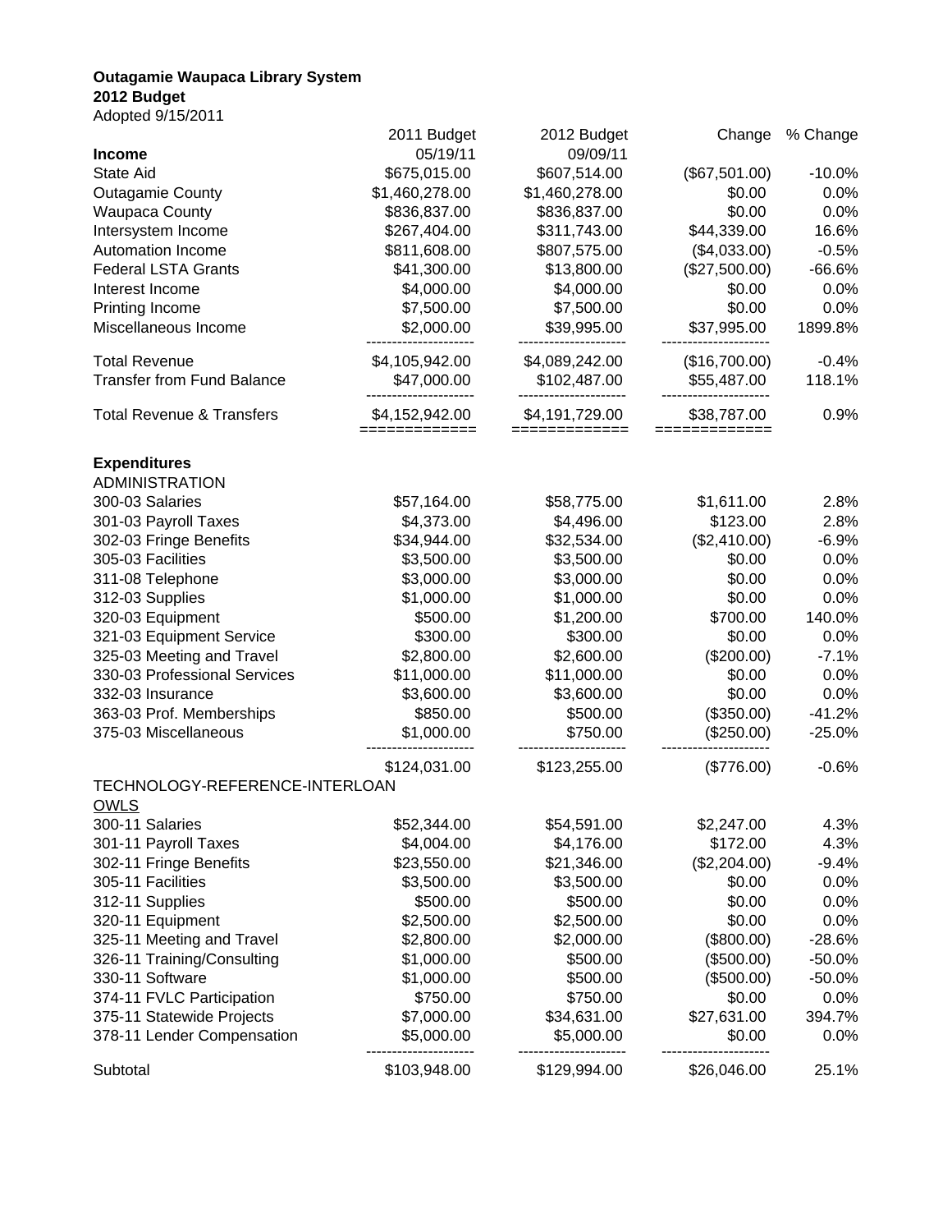**Outagamie Waupaca Library System**
**2012 Budget**
Adopted 9/15/2011

| | 2011 Budget | 2012 Budget | Change | % Change |
|---|---|---|---|---|
| **Income** | 05/19/11 | 09/09/11 | | |
| State Aid | $675,015.00 | $607,514.00 | ($67,501.00) | -10.0% |
| Outagamie County | $1,460,278.00 | $1,460,278.00 | $0.00 | 0.0% |
| Waupaca County | $836,837.00 | $836,837.00 | $0.00 | 0.0% |
| Intersystem Income | $267,404.00 | $311,743.00 | $44,339.00 | 16.6% |
| Automation Income | $811,608.00 | $807,575.00 | ($4,033.00) | -0.5% |
| Federal LSTA Grants | $41,300.00 | $13,800.00 | ($27,500.00) | -66.6% |
| Interest Income | $4,000.00 | $4,000.00 | $0.00 | 0.0% |
| Printing Income | $7,500.00 | $7,500.00 | $0.00 | 0.0% |
| Miscellaneous Income | $2,000.00 | $39,995.00 | $37,995.00 | 1899.8% |
| Total Revenue | $4,105,942.00 | $4,089,242.00 | ($16,700.00) | -0.4% |
| Transfer from Fund Balance | $47,000.00 | $102,487.00 | $55,487.00 | 118.1% |
| Total Revenue & Transfers | $4,152,942.00 | $4,191,729.00 | $38,787.00 | 0.9% |
| | | | | |
| **Expenditures** | | | | |
| ADMINISTRATION | | | | |
| 300-03 Salaries | $57,164.00 | $58,775.00 | $1,611.00 | 2.8% |
| 301-03 Payroll Taxes | $4,373.00 | $4,496.00 | $123.00 | 2.8% |
| 302-03 Fringe Benefits | $34,944.00 | $32,534.00 | ($2,410.00) | -6.9% |
| 305-03 Facilities | $3,500.00 | $3,500.00 | $0.00 | 0.0% |
| 311-08 Telephone | $3,000.00 | $3,000.00 | $0.00 | 0.0% |
| 312-03 Supplies | $1,000.00 | $1,000.00 | $0.00 | 0.0% |
| 320-03 Equipment | $500.00 | $1,200.00 | $700.00 | 140.0% |
| 321-03 Equipment Service | $300.00 | $300.00 | $0.00 | 0.0% |
| 325-03 Meeting and Travel | $2,800.00 | $2,600.00 | ($200.00) | -7.1% |
| 330-03 Professional Services | $11,000.00 | $11,000.00 | $0.00 | 0.0% |
| 332-03 Insurance | $3,600.00 | $3,600.00 | $0.00 | 0.0% |
| 363-03 Prof. Memberships | $850.00 | $500.00 | ($350.00) | -41.2% |
| 375-03 Miscellaneous | $1,000.00 | $750.00 | ($250.00) | -25.0% |
| | $124,031.00 | $123,255.00 | ($776.00) | -0.6% |
| TECHNOLOGY-REFERENCE-INTERLOAN | | | | |
| OWLS | | | | |
| 300-11 Salaries | $52,344.00 | $54,591.00 | $2,247.00 | 4.3% |
| 301-11 Payroll Taxes | $4,004.00 | $4,176.00 | $172.00 | 4.3% |
| 302-11 Fringe Benefits | $23,550.00 | $21,346.00 | ($2,204.00) | -9.4% |
| 305-11 Facilities | $3,500.00 | $3,500.00 | $0.00 | 0.0% |
| 312-11 Supplies | $500.00 | $500.00 | $0.00 | 0.0% |
| 320-11 Equipment | $2,500.00 | $2,500.00 | $0.00 | 0.0% |
| 325-11 Meeting and Travel | $2,800.00 | $2,000.00 | ($800.00) | -28.6% |
| 326-11 Training/Consulting | $1,000.00 | $500.00 | ($500.00) | -50.0% |
| 330-11 Software | $1,000.00 | $500.00 | ($500.00) | -50.0% |
| 374-11 FVLC Participation | $750.00 | $750.00 | $0.00 | 0.0% |
| 375-11 Statewide Projects | $7,000.00 | $34,631.00 | $27,631.00 | 394.7% |
| 378-11 Lender Compensation | $5,000.00 | $5,000.00 | $0.00 | 0.0% |
| Subtotal | $103,948.00 | $129,994.00 | $26,046.00 | 25.1% |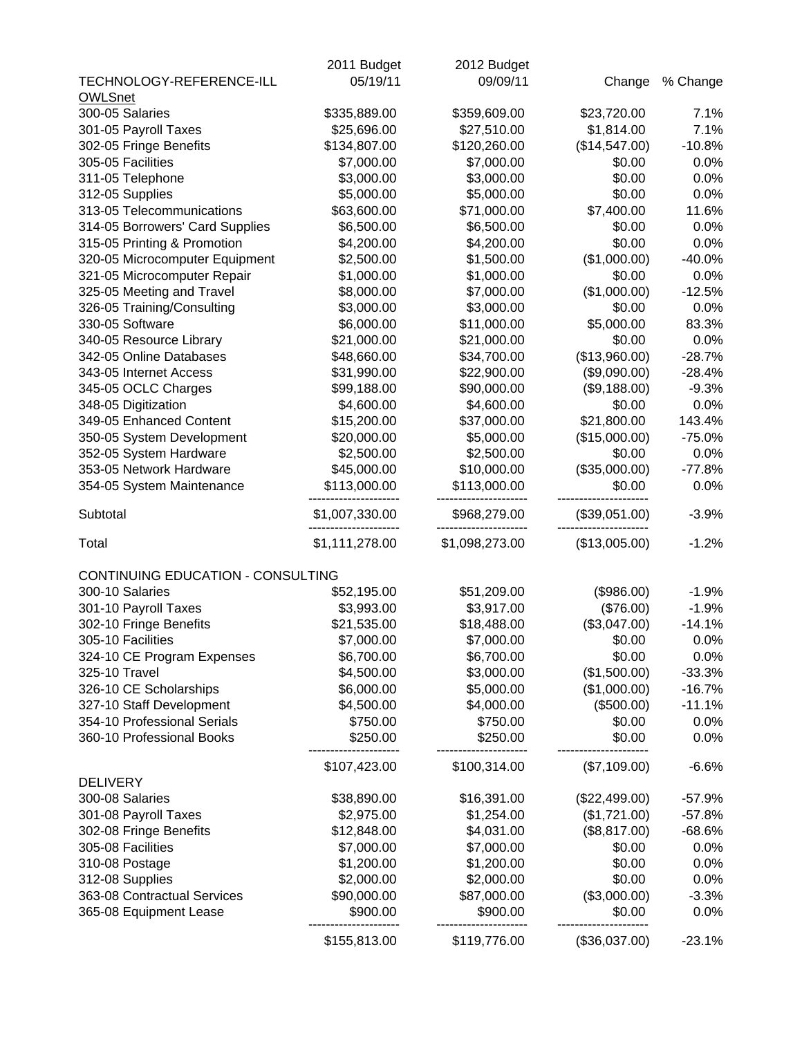| | 2011 Budget 05/19/11 | 2012 Budget 09/09/11 | Change | % Change |
|---|---|---|---|---|
| TECHNOLOGY-REFERENCE-ILL | | | | |
| OWLSnet | | | | |
| 300-05 Salaries | $335,889.00 | $359,609.00 | $23,720.00 | 7.1% |
| 301-05 Payroll Taxes | $25,696.00 | $27,510.00 | $1,814.00 | 7.1% |
| 302-05 Fringe Benefits | $134,807.00 | $120,260.00 | ($14,547.00) | -10.8% |
| 305-05 Facilities | $7,000.00 | $7,000.00 | $0.00 | 0.0% |
| 311-05 Telephone | $3,000.00 | $3,000.00 | $0.00 | 0.0% |
| 312-05 Supplies | $5,000.00 | $5,000.00 | $0.00 | 0.0% |
| 313-05 Telecommunications | $63,600.00 | $71,000.00 | $7,400.00 | 11.6% |
| 314-05 Borrowers' Card Supplies | $6,500.00 | $6,500.00 | $0.00 | 0.0% |
| 315-05 Printing & Promotion | $4,200.00 | $4,200.00 | $0.00 | 0.0% |
| 320-05 Microcomputer Equipment | $2,500.00 | $1,500.00 | ($1,000.00) | -40.0% |
| 321-05 Microcomputer Repair | $1,000.00 | $1,000.00 | $0.00 | 0.0% |
| 325-05 Meeting and Travel | $8,000.00 | $7,000.00 | ($1,000.00) | -12.5% |
| 326-05 Training/Consulting | $3,000.00 | $3,000.00 | $0.00 | 0.0% |
| 330-05 Software | $6,000.00 | $11,000.00 | $5,000.00 | 83.3% |
| 340-05 Resource Library | $21,000.00 | $21,000.00 | $0.00 | 0.0% |
| 342-05 Online Databases | $48,660.00 | $34,700.00 | ($13,960.00) | -28.7% |
| 343-05 Internet Access | $31,990.00 | $22,900.00 | ($9,090.00) | -28.4% |
| 345-05 OCLC Charges | $99,188.00 | $90,000.00 | ($9,188.00) | -9.3% |
| 348-05 Digitization | $4,600.00 | $4,600.00 | $0.00 | 0.0% |
| 349-05 Enhanced Content | $15,200.00 | $37,000.00 | $21,800.00 | 143.4% |
| 350-05 System Development | $20,000.00 | $5,000.00 | ($15,000.00) | -75.0% |
| 352-05 System Hardware | $2,500.00 | $2,500.00 | $0.00 | 0.0% |
| 353-05 Network Hardware | $45,000.00 | $10,000.00 | ($35,000.00) | -77.8% |
| 354-05 System Maintenance | $113,000.00 | $113,000.00 | $0.00 | 0.0% |
| Subtotal | $1,007,330.00 | $968,279.00 | ($39,051.00) | -3.9% |
| Total | $1,111,278.00 | $1,098,273.00 | ($13,005.00) | -1.2% |
| CONTINUING EDUCATION - CONSULTING | | | | |
| 300-10 Salaries | $52,195.00 | $51,209.00 | ($986.00) | -1.9% |
| 301-10 Payroll Taxes | $3,993.00 | $3,917.00 | ($76.00) | -1.9% |
| 302-10 Fringe Benefits | $21,535.00 | $18,488.00 | ($3,047.00) | -14.1% |
| 305-10 Facilities | $7,000.00 | $7,000.00 | $0.00 | 0.0% |
| 324-10 CE Program Expenses | $6,700.00 | $6,700.00 | $0.00 | 0.0% |
| 325-10 Travel | $4,500.00 | $3,000.00 | ($1,500.00) | -33.3% |
| 326-10 CE Scholarships | $6,000.00 | $5,000.00 | ($1,000.00) | -16.7% |
| 327-10 Staff Development | $4,500.00 | $4,000.00 | ($500.00) | -11.1% |
| 354-10 Professional Serials | $750.00 | $750.00 | $0.00 | 0.0% |
| 360-10 Professional Books | $250.00 | $250.00 | $0.00 | 0.0% |
| | $107,423.00 | $100,314.00 | ($7,109.00) | -6.6% |
| DELIVERY | | | | |
| 300-08 Salaries | $38,890.00 | $16,391.00 | ($22,499.00) | -57.9% |
| 301-08 Payroll Taxes | $2,975.00 | $1,254.00 | ($1,721.00) | -57.8% |
| 302-08 Fringe Benefits | $12,848.00 | $4,031.00 | ($8,817.00) | -68.6% |
| 305-08 Facilities | $7,000.00 | $7,000.00 | $0.00 | 0.0% |
| 310-08 Postage | $1,200.00 | $1,200.00 | $0.00 | 0.0% |
| 312-08 Supplies | $2,000.00 | $2,000.00 | $0.00 | 0.0% |
| 363-08 Contractual Services | $90,000.00 | $87,000.00 | ($3,000.00) | -3.3% |
| 365-08 Equipment Lease | $900.00 | $900.00 | $0.00 | 0.0% |
| | $155,813.00 | $119,776.00 | ($36,037.00) | -23.1% |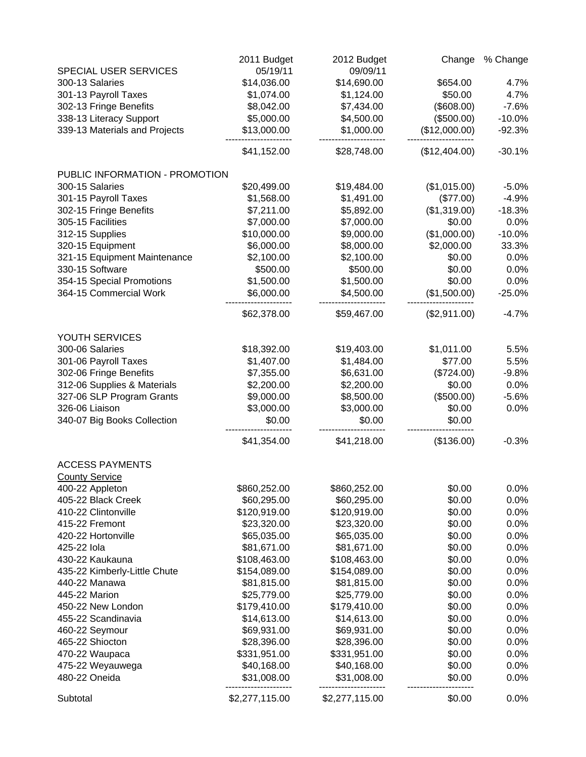| | 2011 Budget 05/19/11 | 2012 Budget 09/09/11 | Change | % Change |
|---|---|---|---|---|
| **SPECIAL USER SERVICES** | | | | |
| 300-13 Salaries | $14,036.00 | $14,690.00 | $654.00 | 4.7% |
| 301-13 Payroll Taxes | $1,074.00 | $1,124.00 | $50.00 | 4.7% |
| 302-13 Fringe Benefits | $8,042.00 | $7,434.00 | ($608.00) | -7.6% |
| 338-13 Literacy Support | $5,000.00 | $4,500.00 | ($500.00) | -10.0% |
| 339-13 Materials and Projects | $13,000.00 | $1,000.00 | ($12,000.00) | -92.3% |
| | $41,152.00 | $28,748.00 | ($12,404.00) | -30.1% |
| **PUBLIC INFORMATION - PROMOTION** | | | | |
| 300-15 Salaries | $20,499.00 | $19,484.00 | ($1,015.00) | -5.0% |
| 301-15 Payroll Taxes | $1,568.00 | $1,491.00 | ($77.00) | -4.9% |
| 302-15 Fringe Benefits | $7,211.00 | $5,892.00 | ($1,319.00) | -18.3% |
| 305-15 Facilities | $7,000.00 | $7,000.00 | $0.00 | 0.0% |
| 312-15 Supplies | $10,000.00 | $9,000.00 | ($1,000.00) | -10.0% |
| 320-15 Equipment | $6,000.00 | $8,000.00 | $2,000.00 | 33.3% |
| 321-15 Equipment Maintenance | $2,100.00 | $2,100.00 | $0.00 | 0.0% |
| 330-15 Software | $500.00 | $500.00 | $0.00 | 0.0% |
| 354-15 Special Promotions | $1,500.00 | $1,500.00 | $0.00 | 0.0% |
| 364-15 Commercial Work | $6,000.00 | $4,500.00 | ($1,500.00) | -25.0% |
| | $62,378.00 | $59,467.00 | ($2,911.00) | -4.7% |
| **YOUTH SERVICES** | | | | |
| 300-06 Salaries | $18,392.00 | $19,403.00 | $1,011.00 | 5.5% |
| 301-06 Payroll Taxes | $1,407.00 | $1,484.00 | $77.00 | 5.5% |
| 302-06 Fringe Benefits | $7,355.00 | $6,631.00 | ($724.00) | -9.8% |
| 312-06 Supplies & Materials | $2,200.00 | $2,200.00 | $0.00 | 0.0% |
| 327-06 SLP Program Grants | $9,000.00 | $8,500.00 | ($500.00) | -5.6% |
| 326-06 Liaison | $3,000.00 | $3,000.00 | $0.00 | 0.0% |
| 340-07 Big Books Collection | $0.00 | $0.00 | $0.00 | |
| | $41,354.00 | $41,218.00 | ($136.00) | -0.3% |
| **ACCESS PAYMENTS** | | | | |
| County Service | | | | |
| 400-22 Appleton | $860,252.00 | $860,252.00 | $0.00 | 0.0% |
| 405-22 Black Creek | $60,295.00 | $60,295.00 | $0.00 | 0.0% |
| 410-22 Clintonville | $120,919.00 | $120,919.00 | $0.00 | 0.0% |
| 415-22 Fremont | $23,320.00 | $23,320.00 | $0.00 | 0.0% |
| 420-22 Hortonville | $65,035.00 | $65,035.00 | $0.00 | 0.0% |
| 425-22 Iola | $81,671.00 | $81,671.00 | $0.00 | 0.0% |
| 430-22 Kaukauna | $108,463.00 | $108,463.00 | $0.00 | 0.0% |
| 435-22 Kimberly-Little Chute | $154,089.00 | $154,089.00 | $0.00 | 0.0% |
| 440-22 Manawa | $81,815.00 | $81,815.00 | $0.00 | 0.0% |
| 445-22 Marion | $25,779.00 | $25,779.00 | $0.00 | 0.0% |
| 450-22 New London | $179,410.00 | $179,410.00 | $0.00 | 0.0% |
| 455-22 Scandinavia | $14,613.00 | $14,613.00 | $0.00 | 0.0% |
| 460-22 Seymour | $69,931.00 | $69,931.00 | $0.00 | 0.0% |
| 465-22 Shiocton | $28,396.00 | $28,396.00 | $0.00 | 0.0% |
| 470-22 Waupaca | $331,951.00 | $331,951.00 | $0.00 | 0.0% |
| 475-22 Weyauwega | $40,168.00 | $40,168.00 | $0.00 | 0.0% |
| 480-22 Oneida | $31,008.00 | $31,008.00 | $0.00 | 0.0% |
| Subtotal | $2,277,115.00 | $2,277,115.00 | $0.00 | 0.0% |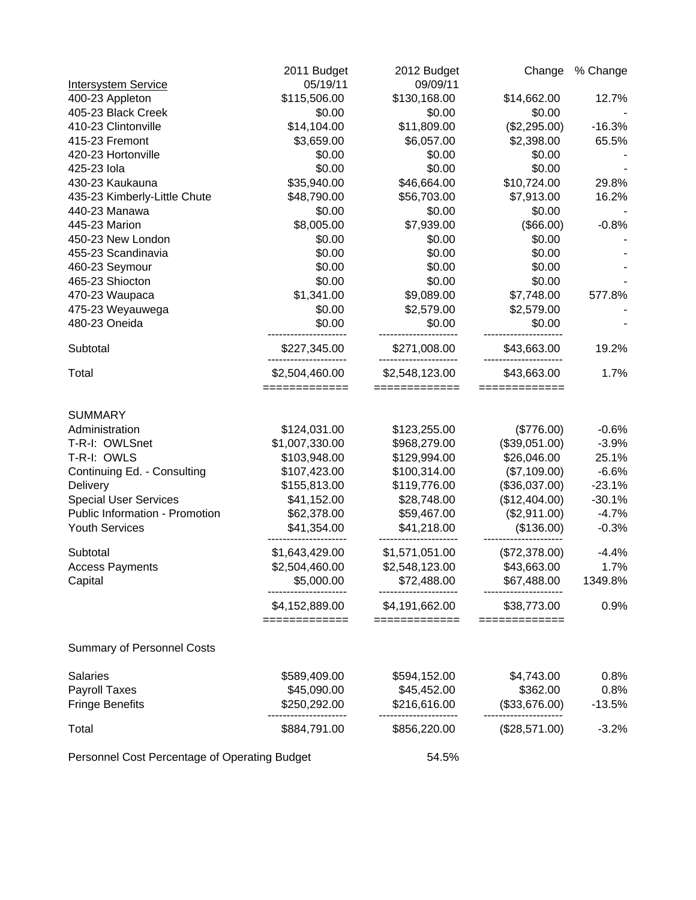| Intersystem Service | 2011 Budget 05/19/11 | 2012 Budget 09/09/11 | Change | % Change |
|---|---|---|---|---|
| 400-23 Appleton | $115,506.00 | $130,168.00 | $14,662.00 | 12.7% |
| 405-23 Black Creek | $0.00 | $0.00 | $0.00 | - |
| 410-23 Clintonville | $14,104.00 | $11,809.00 | ($2,295.00) | -16.3% |
| 415-23 Fremont | $3,659.00 | $6,057.00 | $2,398.00 | 65.5% |
| 420-23 Hortonville | $0.00 | $0.00 | $0.00 | - |
| 425-23 Iola | $0.00 | $0.00 | $0.00 | - |
| 430-23 Kaukauna | $35,940.00 | $46,664.00 | $10,724.00 | 29.8% |
| 435-23 Kimberly-Little Chute | $48,790.00 | $56,703.00 | $7,913.00 | 16.2% |
| 440-23 Manawa | $0.00 | $0.00 | $0.00 | - |
| 445-23 Marion | $8,005.00 | $7,939.00 | ($66.00) | -0.8% |
| 450-23 New London | $0.00 | $0.00 | $0.00 | - |
| 455-23 Scandinavia | $0.00 | $0.00 | $0.00 | - |
| 460-23 Seymour | $0.00 | $0.00 | $0.00 | - |
| 465-23 Shiocton | $0.00 | $0.00 | $0.00 | - |
| 470-23 Waupaca | $1,341.00 | $9,089.00 | $7,748.00 | 577.8% |
| 475-23 Weyauwega | $0.00 | $2,579.00 | $2,579.00 | - |
| 480-23 Oneida | $0.00 | $0.00 | $0.00 | - |
| Subtotal | $227,345.00 | $271,008.00 | $43,663.00 | 19.2% |
| Total | $2,504,460.00 | $2,548,123.00 | $43,663.00 | 1.7% |

| SUMMARY | | | | |
|---|---|---|---|---|
| Administration | $124,031.00 | $123,255.00 | ($776.00) | -0.6% |
| T-R-I: OWLSnet | $1,007,330.00 | $968,279.00 | ($39,051.00) | -3.9% |
| T-R-I: OWLS | $103,948.00 | $129,994.00 | $26,046.00 | 25.1% |
| Continuing Ed. - Consulting | $107,423.00 | $100,314.00 | ($7,109.00) | -6.6% |
| Delivery | $155,813.00 | $119,776.00 | ($36,037.00) | -23.1% |
| Special User Services | $41,152.00 | $28,748.00 | ($12,404.00) | -30.1% |
| Public Information - Promotion | $62,378.00 | $59,467.00 | ($2,911.00) | -4.7% |
| Youth Services | $41,354.00 | $41,218.00 | ($136.00) | -0.3% |
| Subtotal | $1,643,429.00 | $1,571,051.00 | ($72,378.00) | -4.4% |
| Access Payments | $2,504,460.00 | $2,548,123.00 | $43,663.00 | 1.7% |
| Capital | $5,000.00 | $72,488.00 | $67,488.00 | 1349.8% |
| | $4,152,889.00 | $4,191,662.00 | $38,773.00 | 0.9% |

Summary of Personnel Costs

| | | | | |
|---|---|---|---|---|
| Salaries | $589,409.00 | $594,152.00 | $4,743.00 | 0.8% |
| Payroll Taxes | $45,090.00 | $45,452.00 | $362.00 | 0.8% |
| Fringe Benefits | $250,292.00 | $216,616.00 | ($33,676.00) | -13.5% |
| Total | $884,791.00 | $856,220.00 | ($28,571.00) | -3.2% |

Personnel Cost Percentage of Operating Budget 54.5%